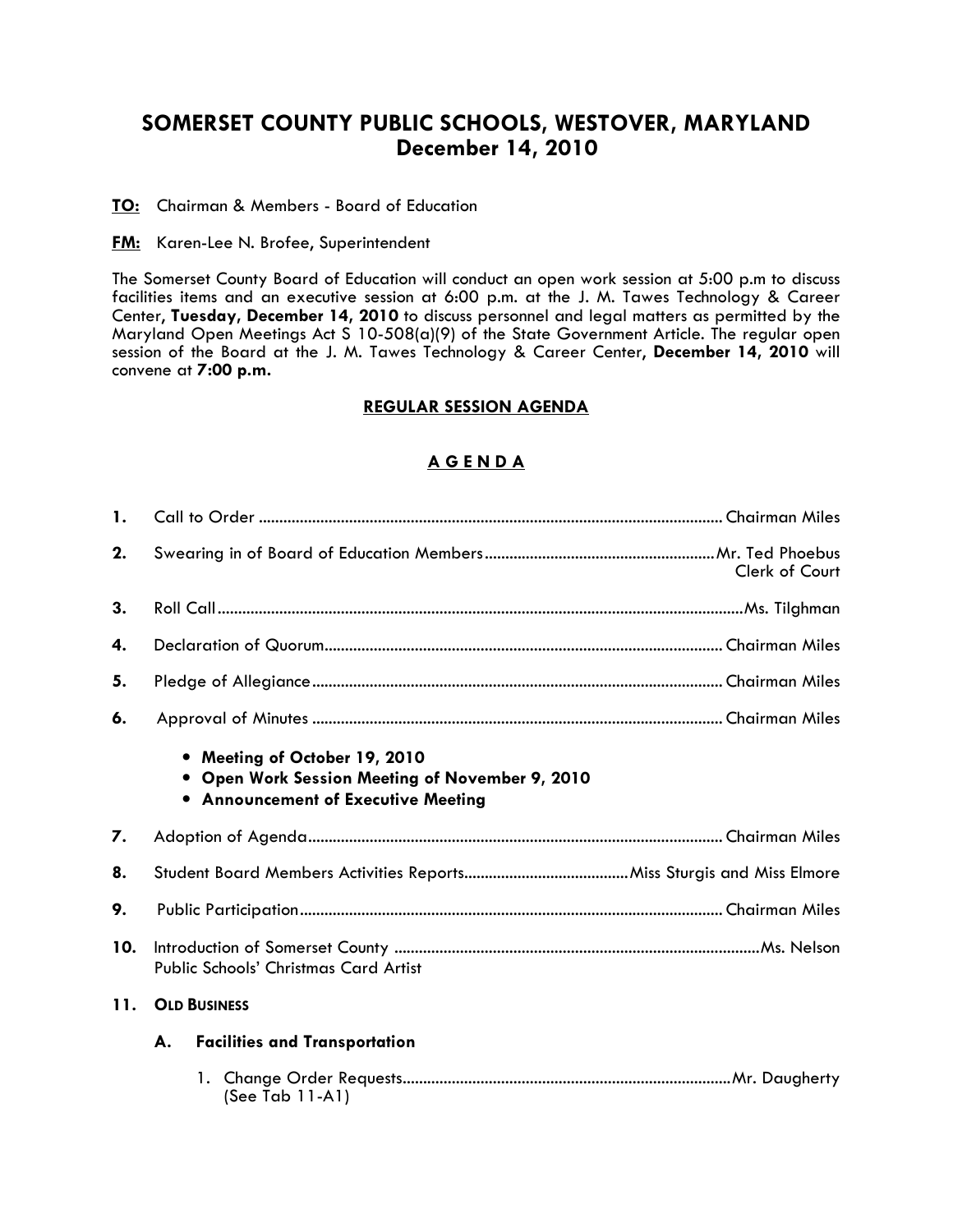# SOMERSET COUNTY PUBLIC SCHOOLS, WESTOVER, MARYLAND
## December 14, 2010

**TO:** Chairman & Members - Board of Education

**FM:** Karen-Lee N. Brofee, Superintendent

The Somerset County Board of Education will conduct an open work session at 5:00 p.m to discuss facilities items and an executive session at 6:00 p.m. at the J. M. Tawes Technology & Career Center, **Tuesday, December 14, 2010** to discuss personnel and legal matters as permitted by the Maryland Open Meetings Act S 10-508(a)(9) of the State Government Article. The regular open session of the Board at the J. M. Tawes Technology & Career Center, **December 14, 2010** will convene at **7:00 p.m.**

### REGULAR SESSION AGENDA

### A G E N D A

1. Call to Order ............................................................ Chairman Miles
2. Swearing in of Board of Education Members .................. Mr. Ted Phoebus, Clerk of Court
3. Roll Call ............................................................ Ms. Tilghman
4. Declaration of Quorum ............................................................ Chairman Miles
5. Pledge of Allegiance ............................................................ Chairman Miles
6. Approval of Minutes ............................................................ Chairman Miles
   - **Meeting of October 19, 2010**
   - **Open Work Session Meeting of November 9, 2010**
   - **Announcement of Executive Meeting**
7. Adoption of Agenda ............................................................ Chairman Miles
8. Student Board Members Activities Reports .................. Miss Sturgis and Miss Elmore
9. Public Participation ............................................................ Chairman Miles
10. Introduction of Somerset County Public Schools' Christmas Card Artist .................. Ms. Nelson
11. **OLD BUSINESS**

    **A. Facilities and Transportation**

    1. Change Order Requests .................. Mr. Daugherty (See Tab 11-A1)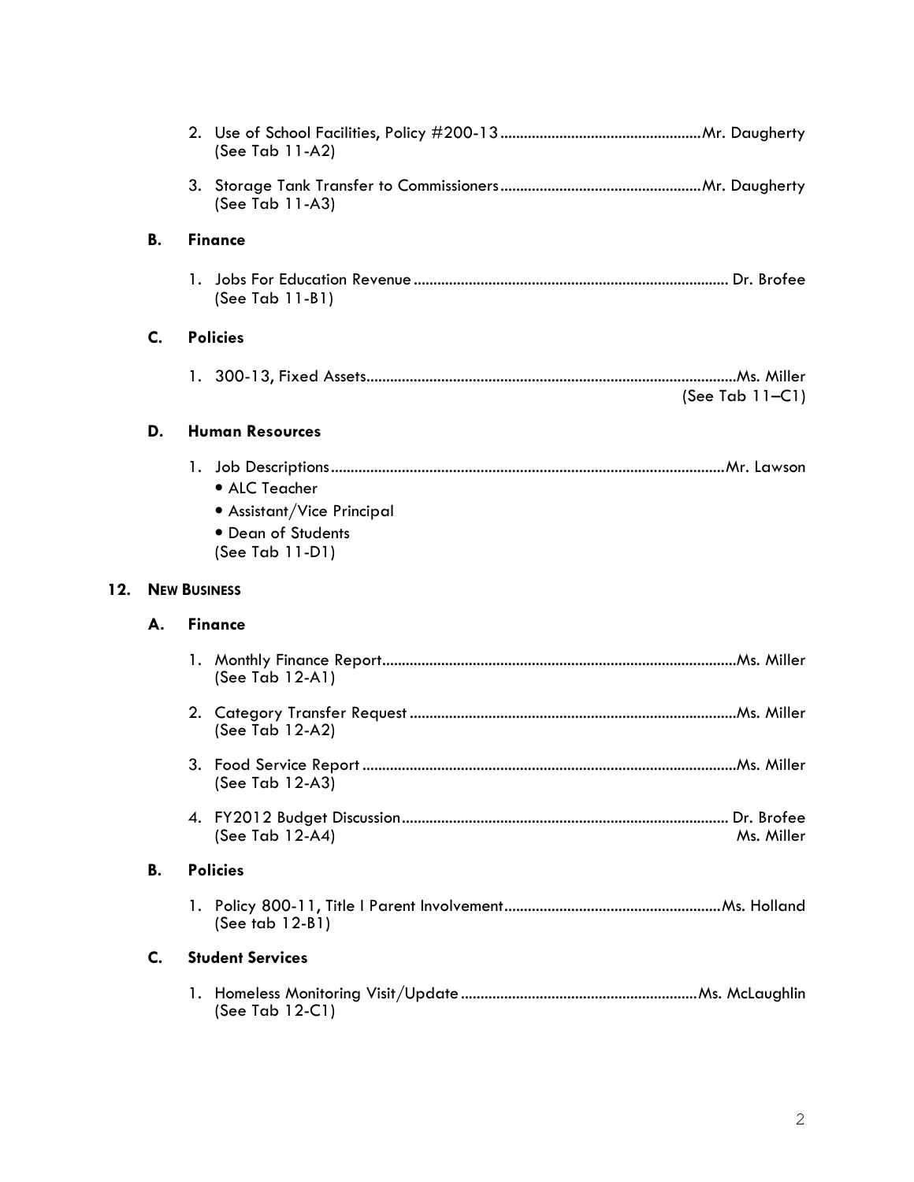2. Use of School Facilities, Policy #200-13 .................................................. Mr. Daugherty
   (See Tab 11-A2)

3. Storage Tank Transfer to Commissioners .................................................. Mr. Daugherty
   (See Tab 11-A3)

**B. Finance**

1. Jobs For Education Revenue ............................................................................ Dr. Brofee
   (See Tab 11-B1)

**C. Policies**

1. 300-13, Fixed Assets........................................................................................... Ms. Miller
   (See Tab 11–C1)

**D. Human Resources**

1. Job Descriptions ................................................................................................. Mr. Lawson
   - ALC Teacher
   - Assistant/Vice Principal
   - Dean of Students

   (See Tab 11-D1)

**12. NEW BUSINESS**

**A. Finance**

1. Monthly Finance Report ........................................................................................ Ms. Miller
   (See Tab 12-A1)

2. Category Transfer Request ................................................................................. Ms. Miller
   (See Tab 12-A2)

3. Food Service Report ............................................................................................. Ms. Miller
   (See Tab 12-A3)

4. FY2012 Budget Discussion ................................................................................ Dr. Brofee
   (See Tab 12-A4) Ms. Miller

**B. Policies**

1. Policy 800-11, Title I Parent Involvement ...................................................... Ms. Holland
   (See tab 12-B1)

**C. Student Services**

1. Homeless Monitoring Visit/Update ........................................................... Ms. McLaughlin
   (See Tab 12-C1)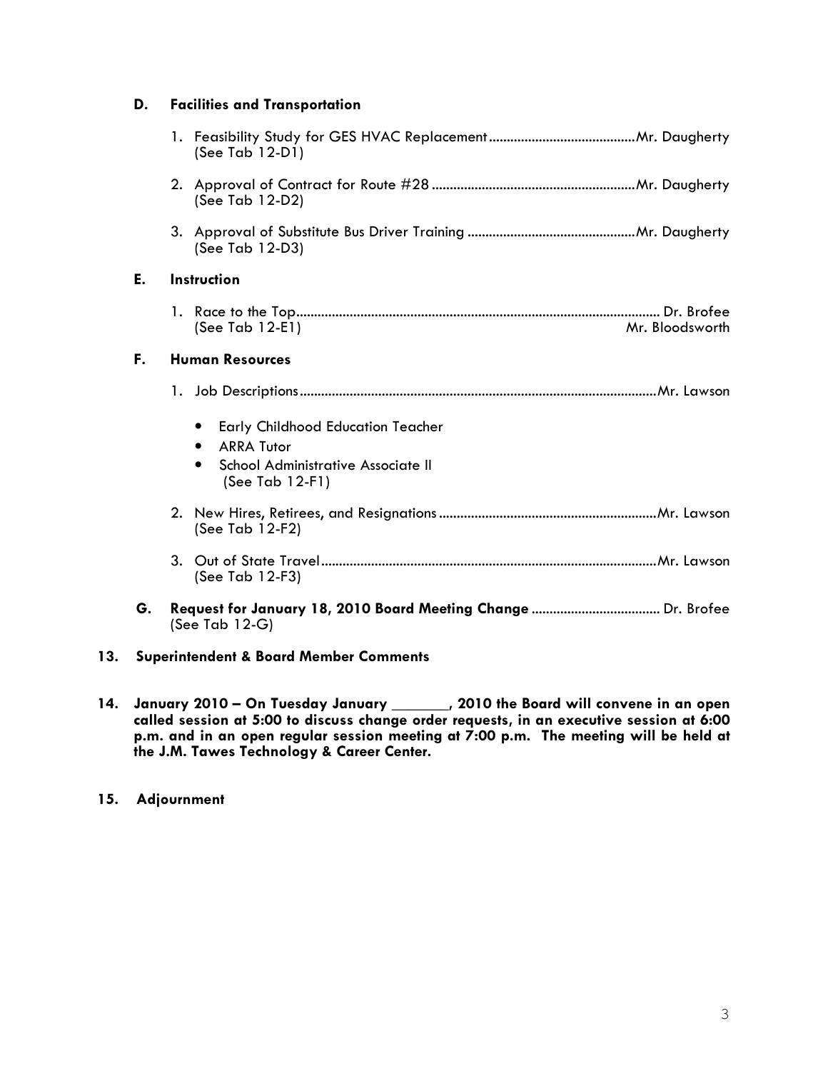**D. Facilities and Transportation**

1. Feasibility Study for GES HVAC Replacement ........................................ Mr. Daugherty
   (See Tab 12-D1)

2. Approval of Contract for Route #28 ........................................................ Mr. Daugherty
   (See Tab 12-D2)

3. Approval of Substitute Bus Driver Training ............................................... Mr. Daugherty
   (See Tab 12-D3)

**E. Instruction**

1. Race to the Top .................................................................................................... Dr. Brofee
   (See Tab 12-E1) Mr. Bloodsworth

**F. Human Resources**

1. Job Descriptions .................................................................................................. Mr. Lawson

   - Early Childhood Education Teacher
   - ARRA Tutor
   - School Administrative Associate II
     (See Tab 12-F1)

2. New Hires, Retirees, and Resignations ........................................................... Mr. Lawson
   (See Tab 12-F2)

3. Out of State Travel ............................................................................................ Mr. Lawson
   (See Tab 12-F3)

**G. Request for January 18, 2010 Board Meeting Change** .................................... Dr. Brofee
(See Tab 12-G)

**13. Superintendent & Board Member Comments**

**14. January 2010 – On Tuesday January _______, 2010 the Board will convene in an open called session at 5:00 to discuss change order requests, in an executive session at 6:00 p.m. and in an open regular session meeting at 7:00 p.m. The meeting will be held at the J.M. Tawes Technology & Career Center.**

**15. Adjournment**